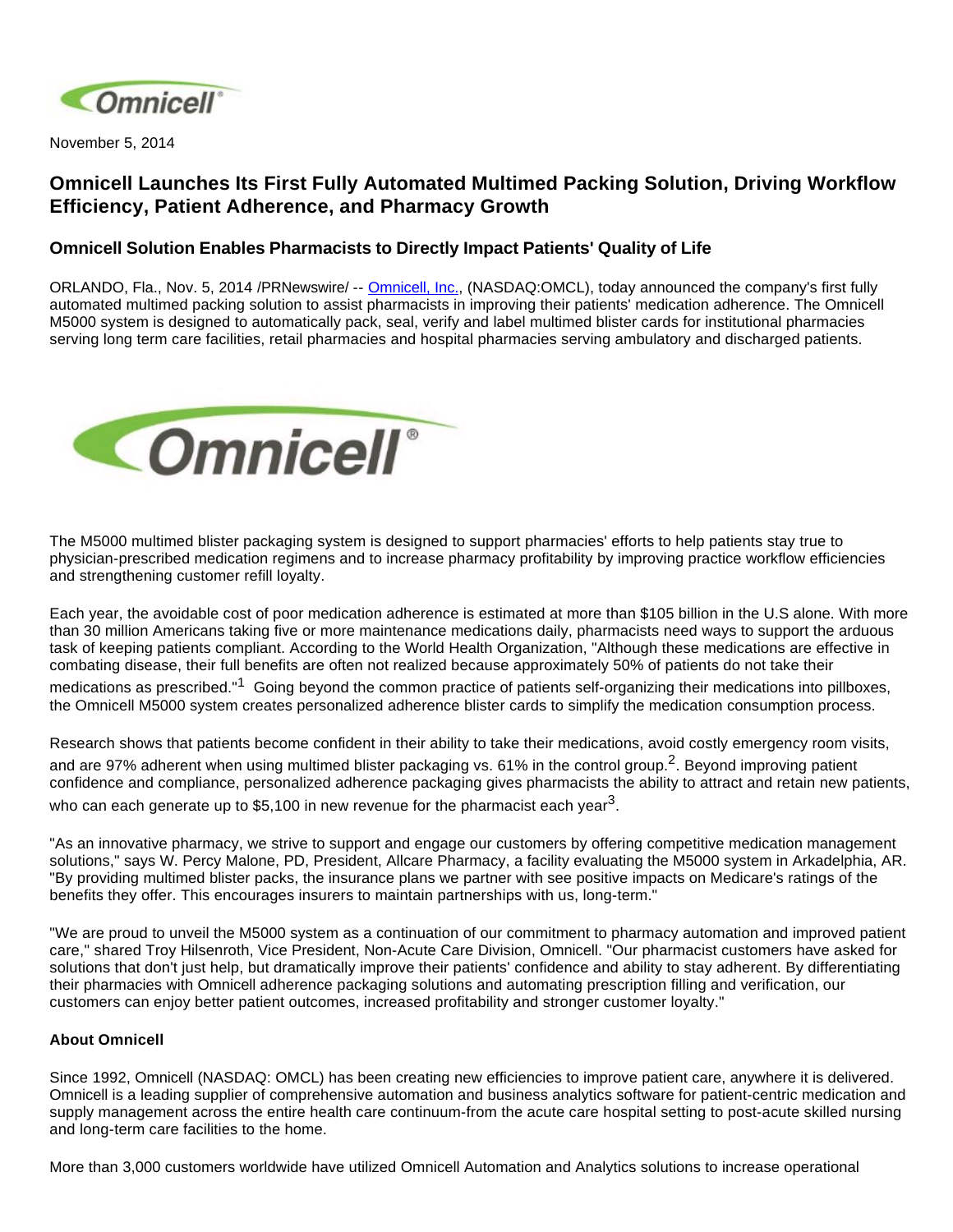November 5, 2014

# Omnicell Launches Its First Fully Automated Multimed Packing Solution, Driving Workflow Efficiency, Patient Adherence, and Pharmacy Growth

## Omnicell Solution Enables Pharmacists to Directly Impact Patients' Quality of Life

ORLANDO, Fla., Nov. 5, 2014 /PRNewswire/ -- Omnicell, Inc., (NASDAQ:OMCL), today announced the company's first fully automated multimed packing solution to assist pharmacists in improving their patients' medication adherence. The Omnicell M5000 system is designed to automatically pack, seal, verify and label multimed blister cards for institutional pharmacies serving long term care facilities, retail pharmacies and hospital pharmacies serving ambulatory and discharged patients.

The M5000 multimed blister packaging system is designed to support pharmacies' efforts to help patients stay true to physician-prescribed medication regimens and to increase pharmacy profitability by improving practice workflow efficiencies and strengthening customer refill loyalty.

Each year, the avoidable cost of poor medication adherence is estimated at more than $105 billion in the U.S alone. With more than 30 million Americans taking five or more maintenance medications daily, pharmacists need ways to support the arduous task of keeping patients compliant. According to the World Health Organization, "Although these medications are effective in combating disease, their full benefits are often not realized because approximately 50% of patients do not take their medications as prescribed."[1] Going beyond the common practice of patients self-organizing their medications into pillboxes, the Omnicell M5000 system creates personalized adherence blister cards to simplify the medication consumption process.

Research shows that patients become confident in their ability to take their medications, avoid costly emergency room visits, and are 97% adherent when using multimed blister packaging vs. 61% in the control group.[2]. Beyond improving patient confidence and compliance, personalized adherence packaging gives pharmacists the ability to attract and retain new patients, who can each generate up to $5,100 in new revenue for the pharmacist each year[3].

"As an innovative pharmacy, we strive to support and engage our customers by offering competitive medication management solutions," says W. Percy Malone, PD, President, Allcare Pharmacy, a facility evaluating the M5000 system in Arkadelphia, AR. "By providing multimed blister packs, the insurance plans we partner with see positive impacts on Medicare's ratings of the benefits they offer. This encourages insurers to maintain partnerships with us, long-term."

"We are proud to unveil the M5000 system as a continuation of our commitment to pharmacy automation and improved patient care," shared Troy Hilsenroth, Vice President, Non-Acute Care Division, Omnicell. "Our pharmacist customers have asked for solutions that don't just help, but dramatically improve their patients' confidence and ability to stay adherent. By differentiating their pharmacies with Omnicell adherence packaging solutions and automating prescription filling and verification, our customers can enjoy better patient outcomes, increased profitability and stronger customer loyalty."

**About Omnicell**

Since 1992, Omnicell (NASDAQ: OMCL) has been creating new efficiencies to improve patient care, anywhere it is delivered. Omnicell is a leading supplier of comprehensive automation and business analytics software for patient-centric medication and supply management across the entire health care continuum-from the acute care hospital setting to post-acute skilled nursing and long-term care facilities to the home.

More than 3,000 customers worldwide have utilized Omnicell Automation and Analytics solutions to increase operational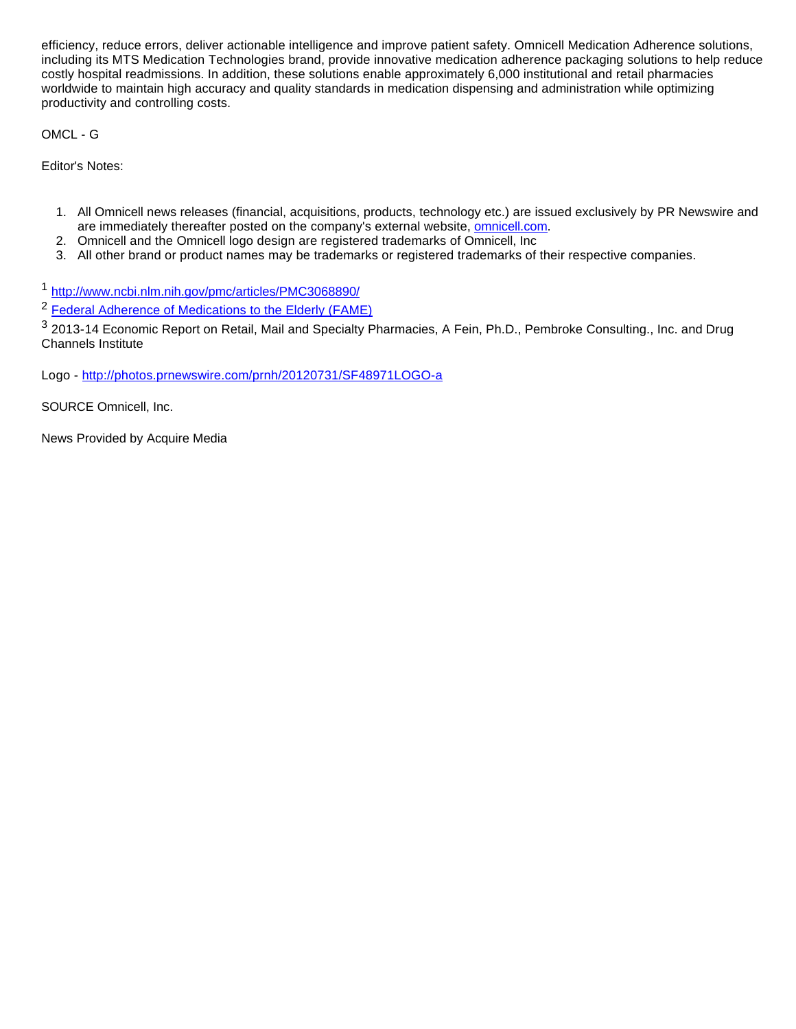efficiency, reduce errors, deliver actionable intelligence and improve patient safety. Omnicell Medication Adherence solutions, including its MTS Medication Technologies brand, provide innovative medication adherence packaging solutions to help reduce costly hospital readmissions. In addition, these solutions enable approximately 6,000 institutional and retail pharmacies worldwide to maintain high accuracy and quality standards in medication dispensing and administration while optimizing productivity and controlling costs.

OMCL - G

Editor's Notes:

1. All Omnicell news releases (financial, acquisitions, products, technology etc.) are issued exclusively by PR Newswire and are immediately thereafter posted on the company's external website, omnicell.com.
2. Omnicell and the Omnicell logo design are registered trademarks of Omnicell, Inc
3. All other brand or product names may be trademarks or registered trademarks of their respective companies.

[1] http://www.ncbi.nlm.nih.gov/pmc/articles/PMC3068890/

[2] Federal Adherence of Medications to the Elderly (FAME)

[3] 2013-14 Economic Report on Retail, Mail and Specialty Pharmacies, A Fein, Ph.D., Pembroke Consulting., Inc. and Drug Channels Institute

Logo - http://photos.prnewswire.com/prnh/20120731/SF48971LOGO-a

SOURCE Omnicell, Inc.

News Provided by Acquire Media